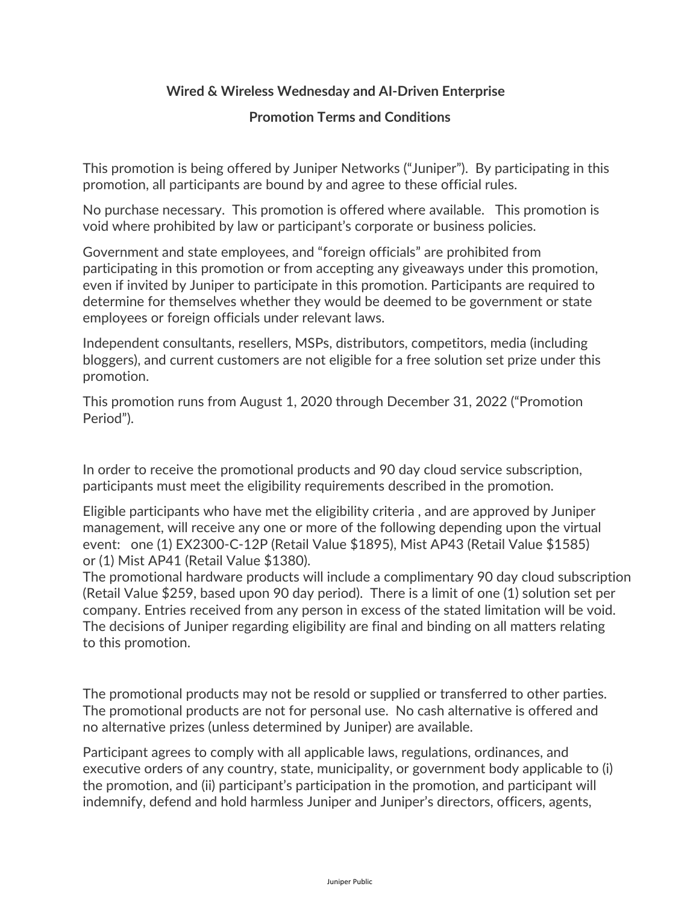**Wired & Wireless Wednesday and AI-Driven Enterprise**

**Promotion Terms and Conditions**

This promotion is being offered by Juniper Networks ("Juniper"). By participating in this promotion, all participants are bound by and agree to these official rules.

No purchase necessary. This promotion is offered where available. This promotion is void where prohibited by law or participant's corporate or business policies.

Government and state employees, and "foreign officials" are prohibited from participating in this promotion or from accepting any giveaways under this promotion, even if invited by Juniper to participate in this promotion. Participants are required to determine for themselves whether they would be deemed to be government or state employees or foreign officials under relevant laws.

Independent consultants, resellers, MSPs, distributors, competitors, media (including bloggers), and current customers are not eligible for a free solution set prize under this promotion.

This promotion runs from August 1, 2020 through December 31, 2022 ("Promotion Period").

In order to receive the promotional products and 90 day cloud service subscription, participants must meet the eligibility requirements described in the promotion.

Eligible participants who have met the eligibility criteria , and are approved by Juniper management, will receive any one or more of the following depending upon the virtual event: one (1) EX2300-C-12P (Retail Value $1895), Mist AP43 (Retail Value $1585) or (1) Mist AP41 (Retail Value $1380).
The promotional hardware products will include a complimentary 90 day cloud subscription (Retail Value $259, based upon 90 day period). There is a limit of one (1) solution set per company. Entries received from any person in excess of the stated limitation will be void. The decisions of Juniper regarding eligibility are final and binding on all matters relating to this promotion.

The promotional products may not be resold or supplied or transferred to other parties. The promotional products are not for personal use. No cash alternative is offered and no alternative prizes (unless determined by Juniper) are available.

Participant agrees to comply with all applicable laws, regulations, ordinances, and executive orders of any country, state, municipality, or government body applicable to (i) the promotion, and (ii) participant's participation in the promotion, and participant will indemnify, defend and hold harmless Juniper and Juniper's directors, officers, agents,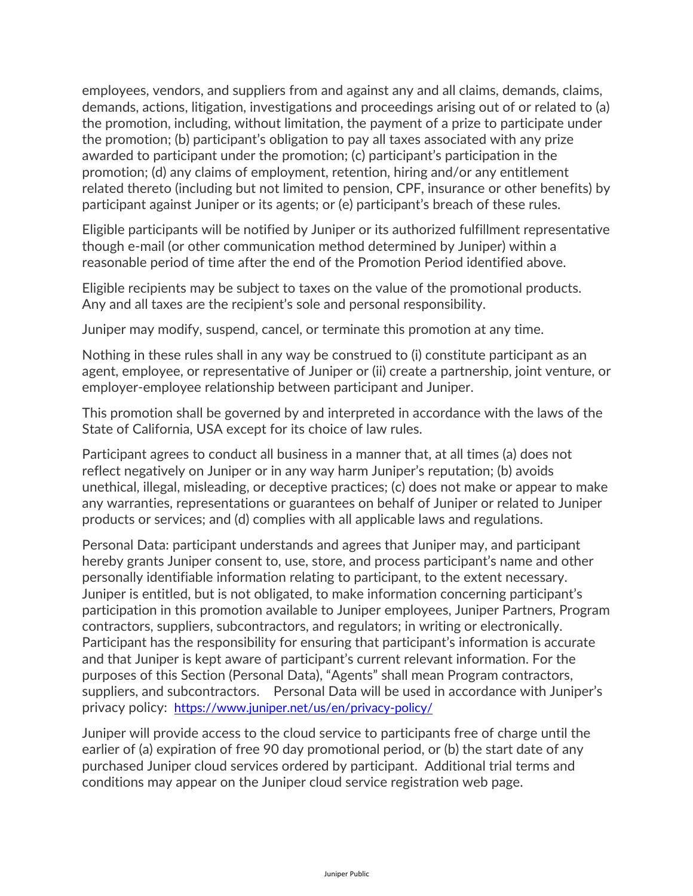employees, vendors, and suppliers from and against any and all claims, demands, claims, demands, actions, litigation, investigations and proceedings arising out of or related to (a) the promotion, including, without limitation, the payment of a prize to participate under the promotion; (b) participant's obligation to pay all taxes associated with any prize awarded to participant under the promotion; (c) participant's participation in the promotion; (d) any claims of employment, retention, hiring and/or any entitlement related thereto (including but not limited to pension, CPF, insurance or other benefits) by participant against Juniper or its agents; or (e) participant's breach of these rules.

Eligible participants will be notified by Juniper or its authorized fulfillment representative though e-mail (or other communication method determined by Juniper) within a reasonable period of time after the end of the Promotion Period identified above.

Eligible recipients may be subject to taxes on the value of the promotional products. Any and all taxes are the recipient's sole and personal responsibility.

Juniper may modify, suspend, cancel, or terminate this promotion at any time.

Nothing in these rules shall in any way be construed to (i) constitute participant as an agent, employee, or representative of Juniper or (ii) create a partnership, joint venture, or employer-employee relationship between participant and Juniper.

This promotion shall be governed by and interpreted in accordance with the laws of the State of California, USA except for its choice of law rules.

Participant agrees to conduct all business in a manner that, at all times (a) does not reflect negatively on Juniper or in any way harm Juniper's reputation; (b) avoids unethical, illegal, misleading, or deceptive practices; (c) does not make or appear to make any warranties, representations or guarantees on behalf of Juniper or related to Juniper products or services; and (d) complies with all applicable laws and regulations.

Personal Data: participant understands and agrees that Juniper may, and participant hereby grants Juniper consent to, use, store, and process participant's name and other personally identifiable information relating to participant, to the extent necessary. Juniper is entitled, but is not obligated, to make information concerning participant's participation in this promotion available to Juniper employees, Juniper Partners, Program contractors, suppliers, subcontractors, and regulators; in writing or electronically. Participant has the responsibility for ensuring that participant's information is accurate and that Juniper is kept aware of participant's current relevant information. For the purposes of this Section (Personal Data), "Agents" shall mean Program contractors, suppliers, and subcontractors. Personal Data will be used in accordance with Juniper's privacy policy: https://www.juniper.net/us/en/privacy-policy/

Juniper will provide access to the cloud service to participants free of charge until the earlier of (a) expiration of free 90 day promotional period, or (b) the start date of any purchased Juniper cloud services ordered by participant. Additional trial terms and conditions may appear on the Juniper cloud service registration web page.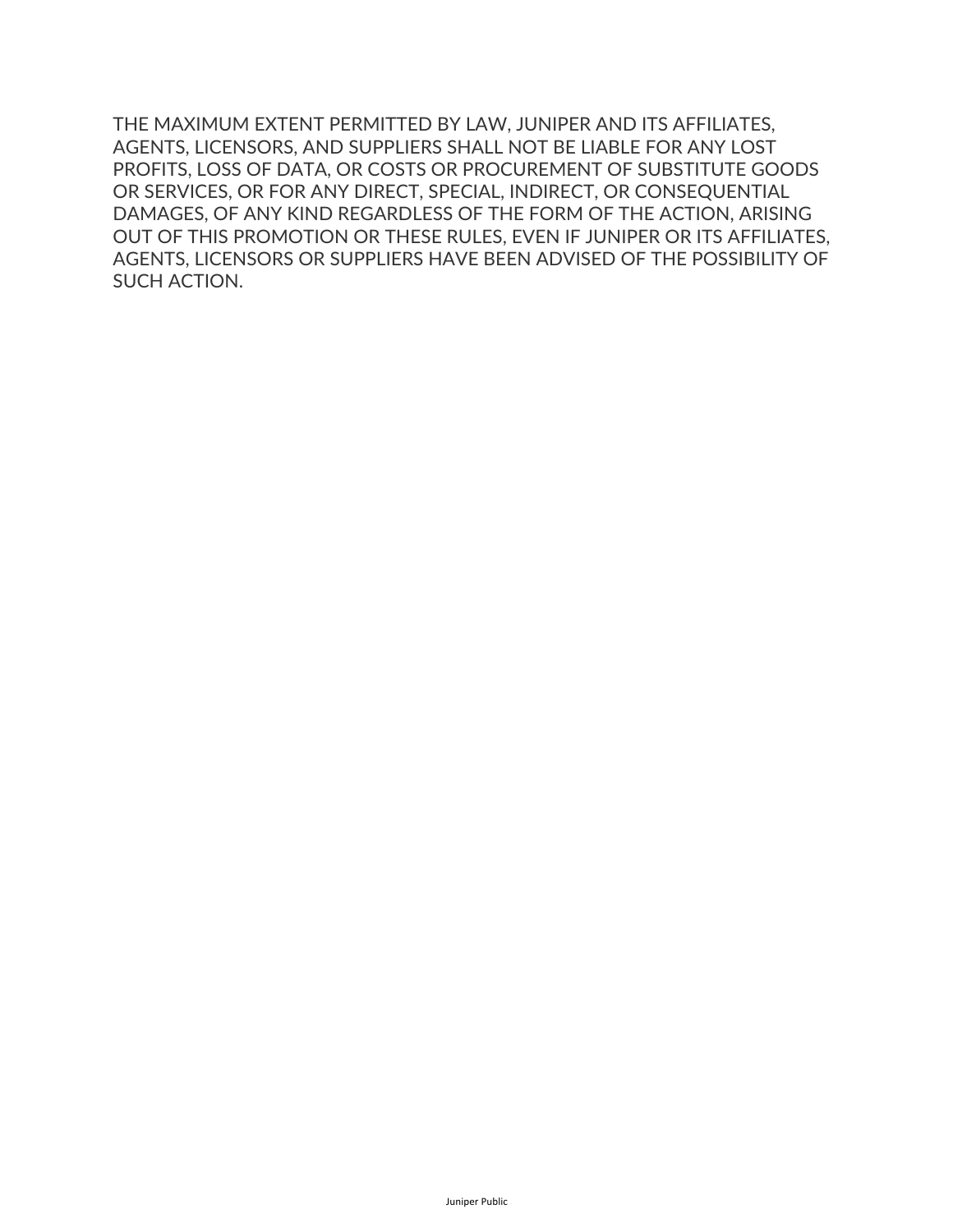THE MAXIMUM EXTENT PERMITTED BY LAW, JUNIPER AND ITS AFFILIATES, AGENTS, LICENSORS, AND SUPPLIERS SHALL NOT BE LIABLE FOR ANY LOST PROFITS, LOSS OF DATA, OR COSTS OR PROCUREMENT OF SUBSTITUTE GOODS OR SERVICES, OR FOR ANY DIRECT, SPECIAL, INDIRECT, OR CONSEQUENTIAL DAMAGES, OF ANY KIND REGARDLESS OF THE FORM OF THE ACTION, ARISING OUT OF THIS PROMOTION OR THESE RULES, EVEN IF JUNIPER OR ITS AFFILIATES, AGENTS, LICENSORS OR SUPPLIERS HAVE BEEN ADVISED OF THE POSSIBILITY OF SUCH ACTION.